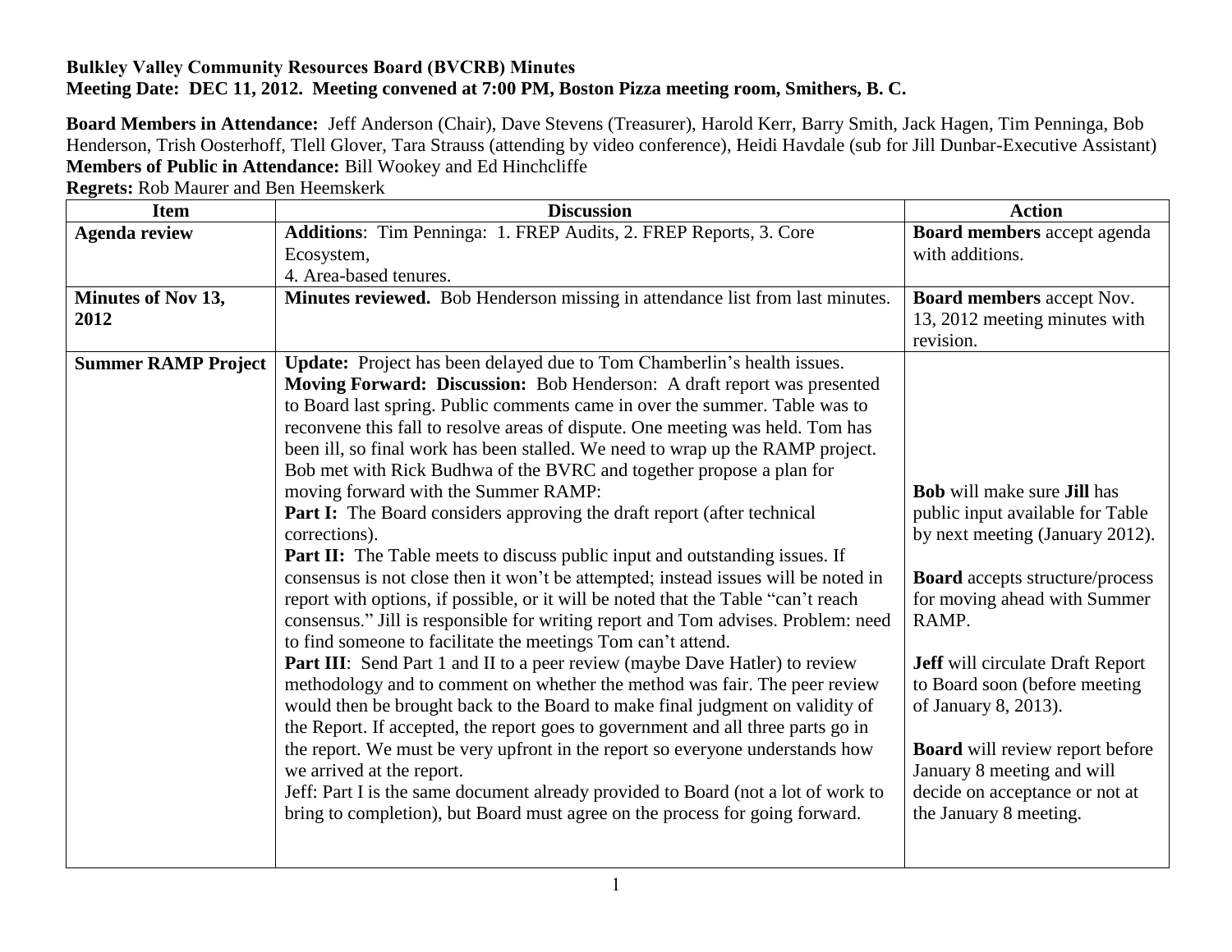**Bulkley Valley Community Resources Board (BVCRB) Minutes**
**Meeting Date: DEC 11, 2012. Meeting convened at 7:00 PM, Boston Pizza meeting room, Smithers, B. C.**

**Board Members in Attendance:** Jeff Anderson (Chair), Dave Stevens (Treasurer), Harold Kerr, Barry Smith, Jack Hagen, Tim Penninga, Bob Henderson, Trish Oosterhoff, Tlell Glover, Tara Strauss (attending by video conference), Heidi Havdale (sub for Jill Dunbar-Executive Assistant)
**Members of Public in Attendance:** Bill Wookey and Ed Hinchcliffe
**Regrets:** Rob Maurer and Ben Heemskerk

| Item | Discussion | Action |
| --- | --- | --- |
| **Agenda review** | **Additions**: Tim Penninga: 1. FREP Audits, 2. FREP Reports, 3. Core Ecosystem, 4. Area-based tenures. | **Board members** accept agenda with additions. |
| **Minutes of Nov 13, 2012** | **Minutes reviewed.** Bob Henderson missing in attendance list from last minutes. | **Board members** accept Nov. 13, 2012 meeting minutes with revision. |
| **Summer RAMP Project** | **Update:** Project has been delayed due to Tom Chamberlin's health issues.<br>**Moving Forward: Discussion:** Bob Henderson: A draft report was presented to Board last spring. Public comments came in over the summer. Table was to reconvene this fall to resolve areas of dispute. One meeting was held. Tom has been ill, so final work has been stalled. We need to wrap up the RAMP project. Bob met with Rick Budhwa of the BVRC and together propose a plan for moving forward with the Summer RAMP:<br>**Part I:** The Board considers approving the draft report (after technical corrections).<br>**Part II:** The Table meets to discuss public input and outstanding issues. If consensus is not close then it won't be attempted; instead issues will be noted in report with options, if possible, or it will be noted that the Table "can't reach consensus." Jill is responsible for writing report and Tom advises. Problem: need to find someone to facilitate the meetings Tom can't attend.<br>**Part III**: Send Part 1 and II to a peer review (maybe Dave Hatler) to review methodology and to comment on whether the method was fair. The peer review would then be brought back to the Board to make final judgment on validity of the Report. If accepted, the report goes to government and all three parts go in the report. We must be very upfront in the report so everyone understands how we arrived at the report.<br>Jeff: Part I is the same document already provided to Board (not a lot of work to bring to completion), but Board must agree on the process for going forward. | **Bob** will make sure **Jill** has public input available for Table by next meeting (January 2012).<br><br>**Board** accepts structure/process for moving ahead with Summer RAMP.<br><br>**Jeff** will circulate Draft Report to Board soon (before meeting of January 8, 2013).<br><br>**Board** will review report before January 8 meeting and will decide on acceptance or not at the January 8 meeting. |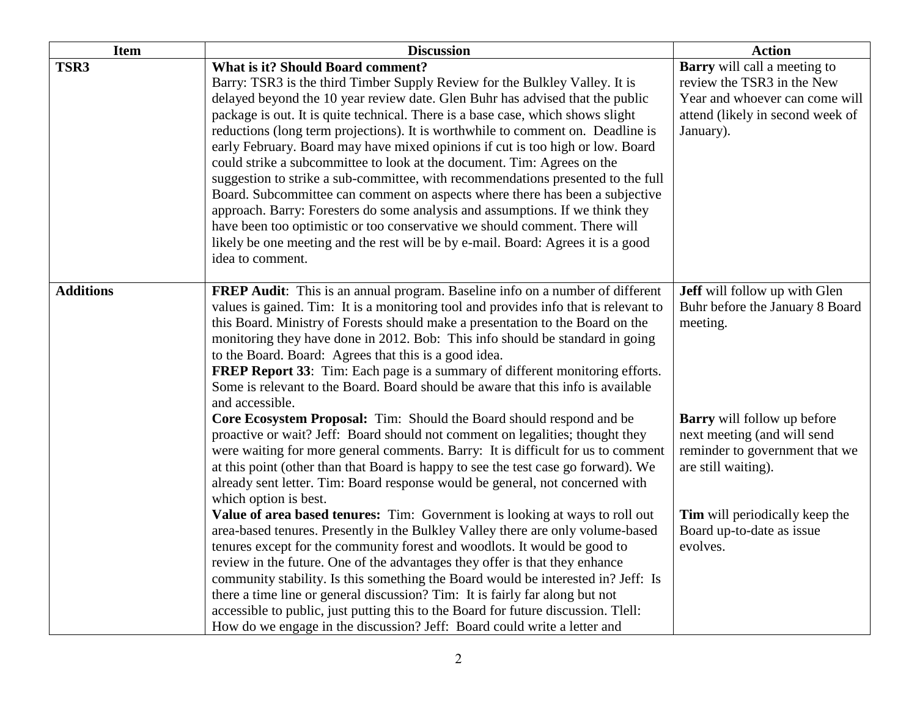| Item | Discussion | Action |
|---|---|---|
| **TSR3** | **What is it? Should Board comment?** Barry: TSR3 is the third Timber Supply Review for the Bulkley Valley. It is delayed beyond the 10 year review date. Glen Buhr has advised that the public package is out. It is quite technical. There is a base case, which shows slight reductions (long term projections). It is worthwhile to comment on. Deadline is early February. Board may have mixed opinions if cut is too high or low. Board could strike a subcommittee to look at the document. Tim: Agrees on the suggestion to strike a sub-committee, with recommendations presented to the full Board. Subcommittee can comment on aspects where there has been a subjective approach. Barry: Foresters do some analysis and assumptions. If we think they have been too optimistic or too conservative we should comment. There will likely be one meeting and the rest will be by e-mail. Board: Agrees it is a good idea to comment. | **Barry** will call a meeting to review the TSR3 in the New Year and whoever can come will attend (likely in second week of January). |
| **Additions** | **FREP Audit**: This is an annual program. Baseline info on a number of different values is gained. Tim: It is a monitoring tool and provides info that is relevant to this Board. Ministry of Forests should make a presentation to the Board on the monitoring they have done in 2012. Bob: This info should be standard in going to the Board. Board: Agrees that this is a good idea.<br>**FREP Report 33**: Tim: Each page is a summary of different monitoring efforts. Some is relevant to the Board. Board should be aware that this info is available and accessible.<br>**Core Ecosystem Proposal:** Tim: Should the Board should respond and be proactive or wait? Jeff: Board should not comment on legalities; thought they were waiting for more general comments. Barry: It is difficult for us to comment at this point (other than that Board is happy to see the test case go forward). We already sent letter. Tim: Board response would be general, not concerned with which option is best.<br>**Value of area based tenures:** Tim: Government is looking at ways to roll out area-based tenures. Presently in the Bulkley Valley there are only volume-based tenures except for the community forest and woodlots. It would be good to review in the future. One of the advantages they offer is that they enhance community stability. Is this something the Board would be interested in? Jeff: Is there a time line or general discussion? Tim: It is fairly far along but not accessible to public, just putting this to the Board for future discussion. Tlell: How do we engage in the discussion? Jeff: Board could write a letter and | **Jeff** will follow up with Glen Buhr before the January 8 Board meeting.<br><br>**Barry** will follow up before next meeting (and will send reminder to government that we are still waiting).<br><br>**Tim** will periodically keep the Board up-to-date as issue evolves. |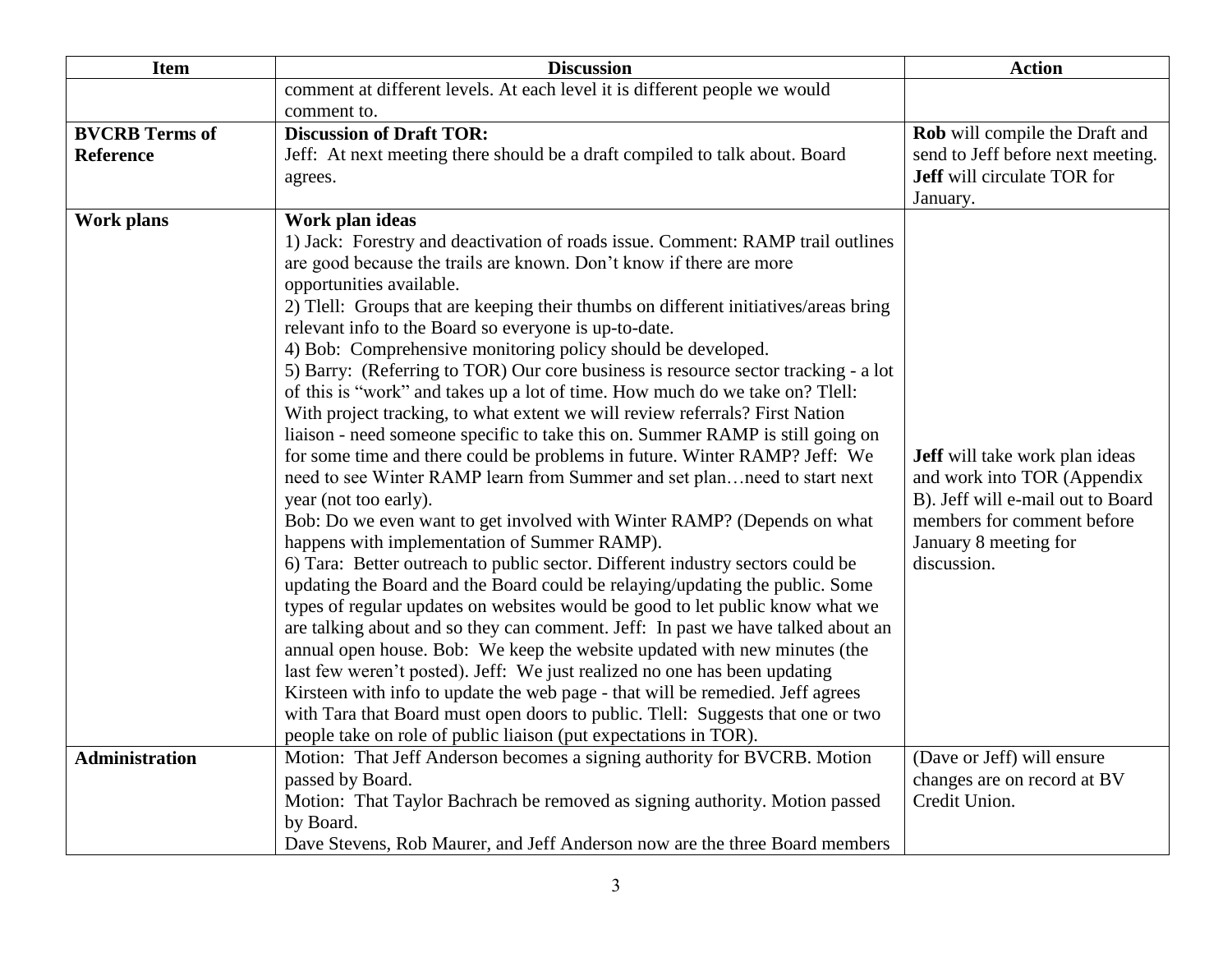| Item | Discussion | Action |
|---|---|---|
| | comment at different levels. At each level it is different people we would comment to. | |
| **BVCRB Terms of Reference** | **Discussion of Draft TOR:**<br>Jeff: At next meeting there should be a draft compiled to talk about. Board agrees. | **Rob** will compile the Draft and send to Jeff before next meeting. **Jeff** will circulate TOR for January. |
| **Work plans** | **Work plan ideas**<br>1) Jack: Forestry and deactivation of roads issue. Comment: RAMP trail outlines are good because the trails are known. Don't know if there are more opportunities available.<br>2) Tlell: Groups that are keeping their thumbs on different initiatives/areas bring relevant info to the Board so everyone is up-to-date.<br>4) Bob: Comprehensive monitoring policy should be developed.<br>5) Barry: (Referring to TOR) Our core business is resource sector tracking - a lot of this is "work" and takes up a lot of time. How much do we take on? Tlell: With project tracking, to what extent we will review referrals? First Nation liaison - need someone specific to take this on. Summer RAMP is still going on for some time and there could be problems in future. Winter RAMP? Jeff: We need to see Winter RAMP learn from Summer and set plan…need to start next year (not too early).<br>Bob: Do we even want to get involved with Winter RAMP? (Depends on what happens with implementation of Summer RAMP).<br>6) Tara: Better outreach to public sector. Different industry sectors could be updating the Board and the Board could be relaying/updating the public. Some types of regular updates on websites would be good to let public know what we are talking about and so they can comment. Jeff: In past we have talked about an annual open house. Bob: We keep the website updated with new minutes (the last few weren't posted). Jeff: We just realized no one has been updating Kirsteen with info to update the web page - that will be remedied. Jeff agrees with Tara that Board must open doors to public. Tlell: Suggests that one or two people take on role of public liaison (put expectations in TOR). | **Jeff** will take work plan ideas and work into TOR (Appendix B). Jeff will e-mail out to Board members for comment before January 8 meeting for discussion. |
| **Administration** | Motion: That Jeff Anderson becomes a signing authority for BVCRB. Motion passed by Board.<br>Motion: That Taylor Bachrach be removed as signing authority. Motion passed by Board.<br>Dave Stevens, Rob Maurer, and Jeff Anderson now are the three Board members | (Dave or Jeff) will ensure changes are on record at BV Credit Union. |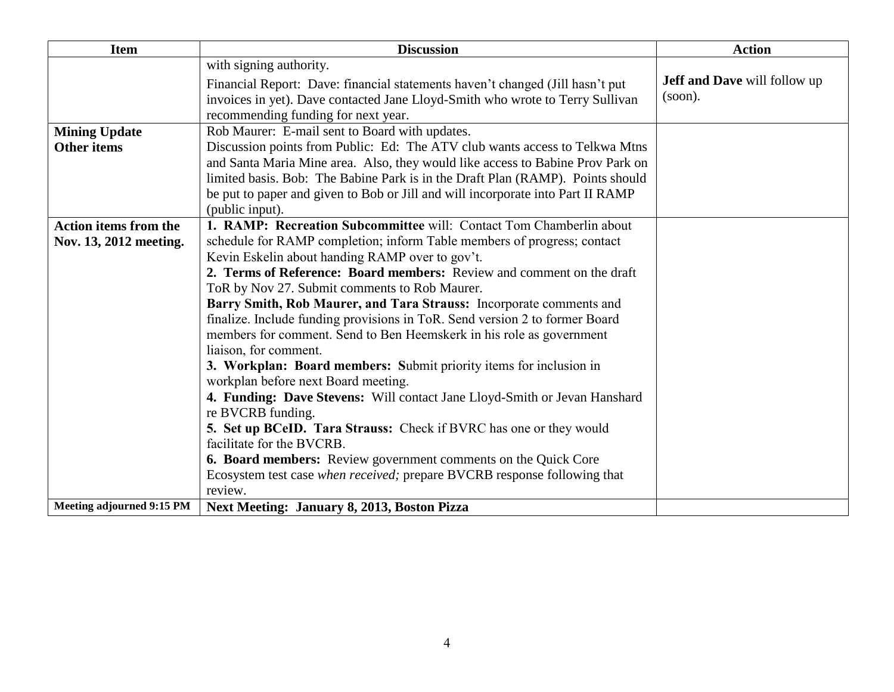| Item | Discussion | Action |
|---|---|---|
| | with signing authority.<br>Financial Report: Dave: financial statements haven't changed (Jill hasn't put invoices in yet). Dave contacted Jane Lloyd-Smith who wrote to Terry Sullivan recommending funding for next year. | **Jeff and Dave** will follow up (soon). |
| **Mining Update**<br>**Other items** | Rob Maurer: E-mail sent to Board with updates.<br>Discussion points from Public: Ed: The ATV club wants access to Telkwa Mtns and Santa Maria Mine area. Also, they would like access to Babine Prov Park on limited basis. Bob: The Babine Park is in the Draft Plan (RAMP). Points should be put to paper and given to Bob or Jill and will incorporate into Part II RAMP (public input). | |
| **Action items from the Nov. 13, 2012 meeting.** | **1. RAMP: Recreation Subcommittee** will: Contact Tom Chamberlin about schedule for RAMP completion; inform Table members of progress; contact Kevin Eskelin about handing RAMP over to gov't.<br>**2. Terms of Reference: Board members:** Review and comment on the draft ToR by Nov 27. Submit comments to Rob Maurer.<br>**Barry Smith, Rob Maurer, and Tara Strauss:** Incorporate comments and finalize. Include funding provisions in ToR. Send version 2 to former Board members for comment. Send to Ben Heemskerk in his role as government liaison, for comment.<br>**3. Workplan: Board members: S**ubmit priority items for inclusion in workplan before next Board meeting.<br>**4. Funding: Dave Stevens:** Will contact Jane Lloyd-Smith or Jevan Hanshard re BVCRB funding.<br>**5. Set up BCeID. Tara Strauss:** Check if BVRC has one or they would facilitate for the BVCRB.<br>**6. Board members:** Review government comments on the Quick Core Ecosystem test case *when received;* prepare BVCRB response following that review. | |
| **Meeting adjourned 9:15 PM** | **Next Meeting: January 8, 2013, Boston Pizza** | |